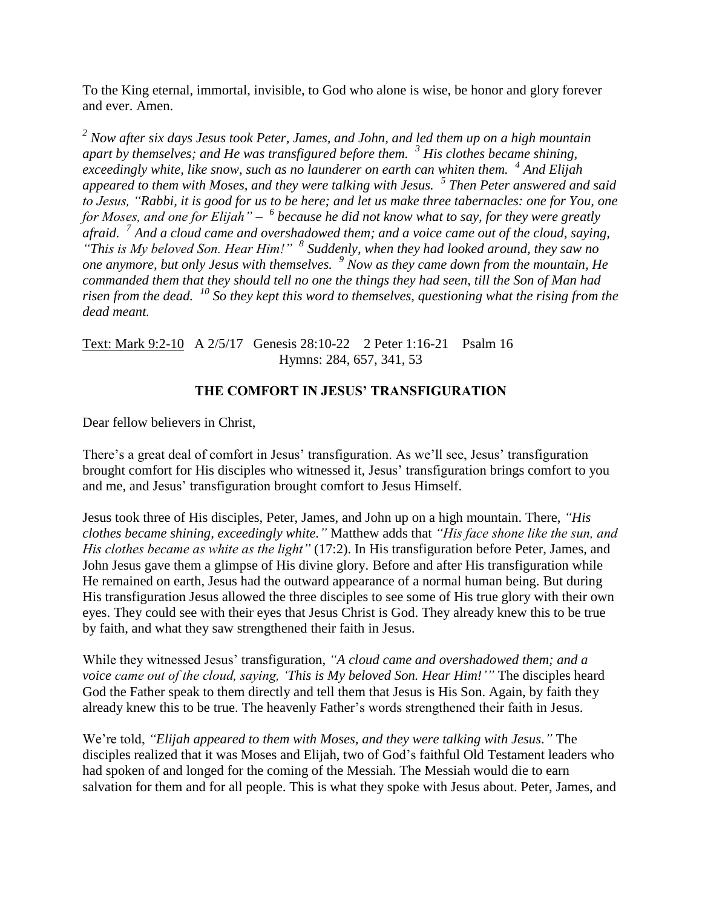To the King eternal, immortal, invisible, to God who alone is wise, be honor and glory forever and ever. Amen.

*[2] Now after six days Jesus took Peter, James, and John, and led them up on a high mountain apart by themselves; and He was transfigured before them. [3] His clothes became shining, exceedingly white, like snow, such as no launderer on earth can whiten them. [4] And Elijah appeared to them with Moses, and they were talking with Jesus. [5] Then Peter answered and said to Jesus, "Rabbi, it is good for us to be here; and let us make three tabernacles: one for You, one for Moses, and one for Elijah" – [6] because he did not know what to say, for they were greatly afraid. [7] And a cloud came and overshadowed them; and a voice came out of the cloud, saying, "This is My beloved Son. Hear Him!" [8] Suddenly, when they had looked around, they saw no one anymore, but only Jesus with themselves. [9] Now as they came down from the mountain, He commanded them that they should tell no one the things they had seen, till the Son of Man had risen from the dead. [10] So they kept this word to themselves, questioning what the rising from the dead meant.*

<u>Text: Mark 9:2-10</u>   A 2/5/17   Genesis 28:10-22   2 Peter 1:16-21   Psalm 16
Hymns: 284, 657, 341, 53

**THE COMFORT IN JESUS' TRANSFIGURATION**

Dear fellow believers in Christ,

There's a great deal of comfort in Jesus' transfiguration. As we'll see, Jesus' transfiguration brought comfort for His disciples who witnessed it, Jesus' transfiguration brings comfort to you and me, and Jesus' transfiguration brought comfort to Jesus Himself.

Jesus took three of His disciples, Peter, James, and John up on a high mountain. There, *"His clothes became shining, exceedingly white."* Matthew adds that *"His face shone like the sun, and His clothes became as white as the light"* (17:2). In His transfiguration before Peter, James, and John Jesus gave them a glimpse of His divine glory. Before and after His transfiguration while He remained on earth, Jesus had the outward appearance of a normal human being. But during His transfiguration Jesus allowed the three disciples to see some of His true glory with their own eyes. They could see with their eyes that Jesus Christ is God. They already knew this to be true by faith, and what they saw strengthened their faith in Jesus.

While they witnessed Jesus' transfiguration, *"A cloud came and overshadowed them; and a voice came out of the cloud, saying, 'This is My beloved Son. Hear Him!'"* The disciples heard God the Father speak to them directly and tell them that Jesus is His Son. Again, by faith they already knew this to be true. The heavenly Father's words strengthened their faith in Jesus.

We're told, *"Elijah appeared to them with Moses, and they were talking with Jesus."* The disciples realized that it was Moses and Elijah, two of God's faithful Old Testament leaders who had spoken of and longed for the coming of the Messiah. The Messiah would die to earn salvation for them and for all people. This is what they spoke with Jesus about. Peter, James, and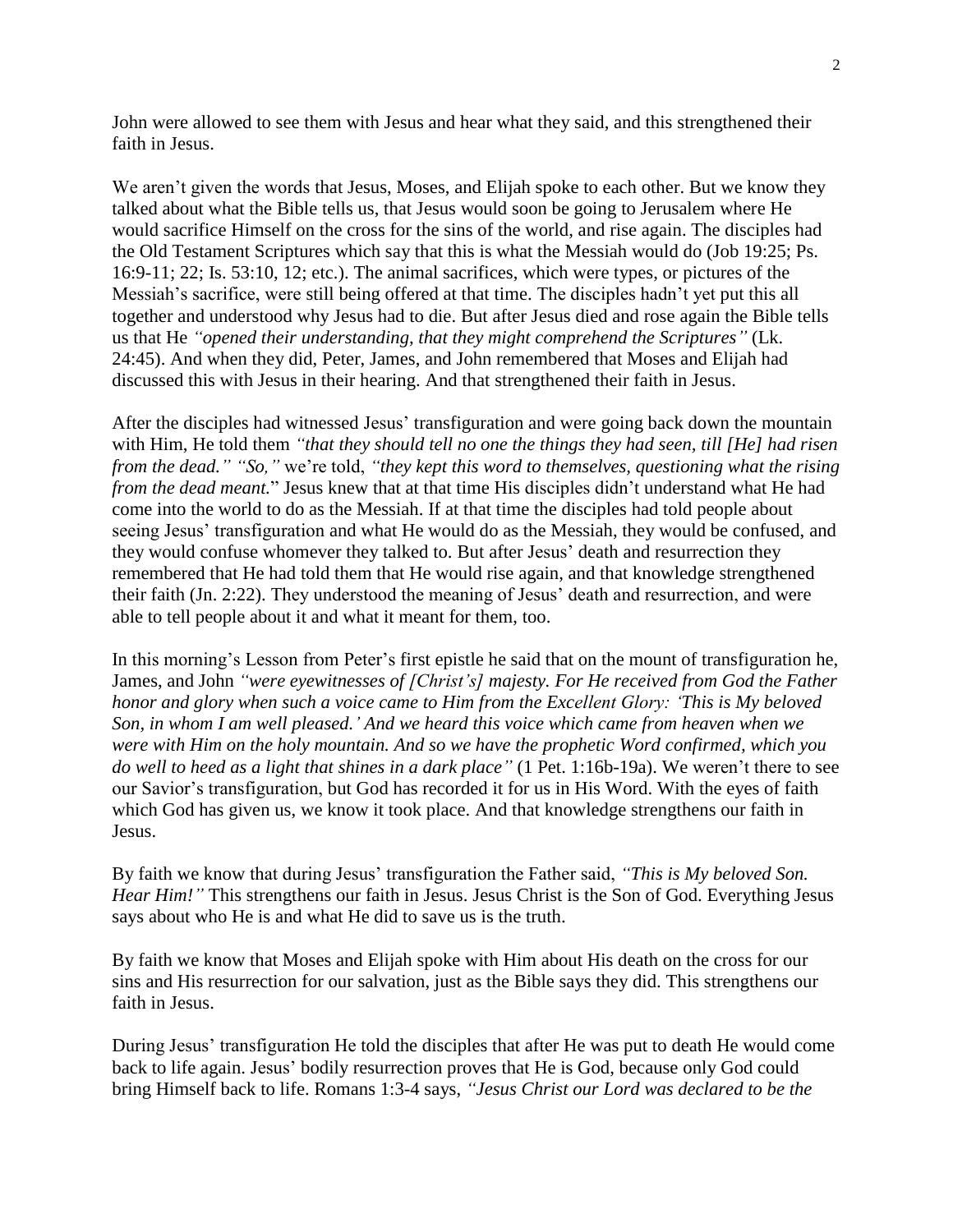John were allowed to see them with Jesus and hear what they said, and this strengthened their faith in Jesus.

We aren't given the words that Jesus, Moses, and Elijah spoke to each other. But we know they talked about what the Bible tells us, that Jesus would soon be going to Jerusalem where He would sacrifice Himself on the cross for the sins of the world, and rise again. The disciples had the Old Testament Scriptures which say that this is what the Messiah would do (Job 19:25; Ps. 16:9-11; 22; Is. 53:10, 12; etc.). The animal sacrifices, which were types, or pictures of the Messiah's sacrifice, were still being offered at that time. The disciples hadn't yet put this all together and understood why Jesus had to die. But after Jesus died and rose again the Bible tells us that He *"opened their understanding, that they might comprehend the Scriptures"* (Lk. 24:45). And when they did, Peter, James, and John remembered that Moses and Elijah had discussed this with Jesus in their hearing. And that strengthened their faith in Jesus.

After the disciples had witnessed Jesus' transfiguration and were going back down the mountain with Him, He told them *"that they should tell no one the things they had seen, till [He] had risen from the dead." "So,"* we're told, *"they kept this word to themselves, questioning what the rising from the dead meant.*" Jesus knew that at that time His disciples didn't understand what He had come into the world to do as the Messiah. If at that time the disciples had told people about seeing Jesus' transfiguration and what He would do as the Messiah, they would be confused, and they would confuse whomever they talked to. But after Jesus' death and resurrection they remembered that He had told them that He would rise again, and that knowledge strengthened their faith (Jn. 2:22). They understood the meaning of Jesus' death and resurrection, and were able to tell people about it and what it meant for them, too.

In this morning's Lesson from Peter's first epistle he said that on the mount of transfiguration he, James, and John *"were eyewitnesses of [Christ's] majesty. For He received from God the Father honor and glory when such a voice came to Him from the Excellent Glory: 'This is My beloved Son, in whom I am well pleased.' And we heard this voice which came from heaven when we were with Him on the holy mountain. And so we have the prophetic Word confirmed, which you do well to heed as a light that shines in a dark place"* (1 Pet. 1:16b-19a). We weren't there to see our Savior's transfiguration, but God has recorded it for us in His Word. With the eyes of faith which God has given us, we know it took place. And that knowledge strengthens our faith in Jesus.

By faith we know that during Jesus' transfiguration the Father said, *"This is My beloved Son. Hear Him!"* This strengthens our faith in Jesus. Jesus Christ is the Son of God. Everything Jesus says about who He is and what He did to save us is the truth.

By faith we know that Moses and Elijah spoke with Him about His death on the cross for our sins and His resurrection for our salvation, just as the Bible says they did. This strengthens our faith in Jesus.

During Jesus' transfiguration He told the disciples that after He was put to death He would come back to life again. Jesus' bodily resurrection proves that He is God, because only God could bring Himself back to life. Romans 1:3-4 says, *"Jesus Christ our Lord was declared to be the*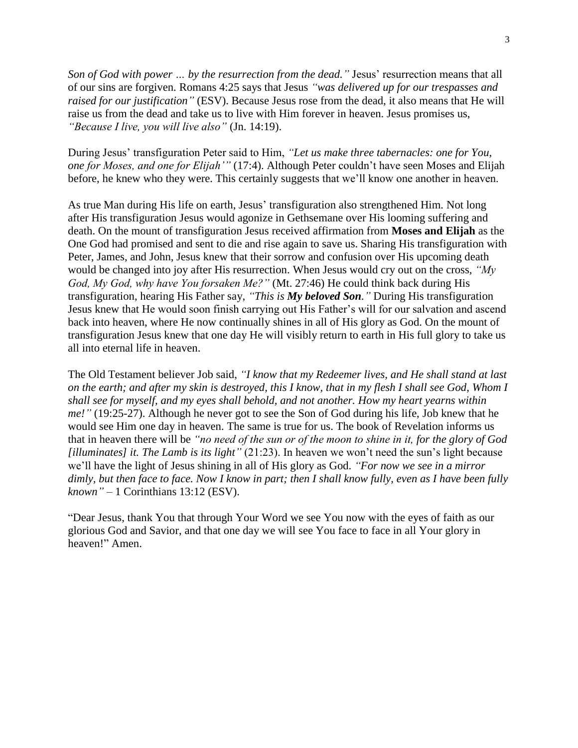*Son of God with power … by the resurrection from the dead."* Jesus' resurrection means that all of our sins are forgiven. Romans 4:25 says that Jesus *"was delivered up for our trespasses and raised for our justification"* (ESV). Because Jesus rose from the dead, it also means that He will raise us from the dead and take us to live with Him forever in heaven. Jesus promises us, *"Because I live, you will live also"* (Jn. 14:19).

During Jesus' transfiguration Peter said to Him, *"Let us make three tabernacles: one for You, one for Moses, and one for Elijah'"* (17:4). Although Peter couldn't have seen Moses and Elijah before, he knew who they were. This certainly suggests that we'll know one another in heaven.

As true Man during His life on earth, Jesus' transfiguration also strengthened Him. Not long after His transfiguration Jesus would agonize in Gethsemane over His looming suffering and death. On the mount of transfiguration Jesus received affirmation from **Moses and Elijah** as the One God had promised and sent to die and rise again to save us. Sharing His transfiguration with Peter, James, and John, Jesus knew that their sorrow and confusion over His upcoming death would be changed into joy after His resurrection. When Jesus would cry out on the cross, *"My God, My God, why have You forsaken Me?"* (Mt. 27:46) He could think back during His transfiguration, hearing His Father say, *"This is **My beloved Son**."* During His transfiguration Jesus knew that He would soon finish carrying out His Father's will for our salvation and ascend back into heaven, where He now continually shines in all of His glory as God. On the mount of transfiguration Jesus knew that one day He will visibly return to earth in His full glory to take us all into eternal life in heaven.

The Old Testament believer Job said, *"I know that my Redeemer lives, and He shall stand at last on the earth; and after my skin is destroyed, this I know, that in my flesh I shall see God, Whom I shall see for myself, and my eyes shall behold, and not another. How my heart yearns within me!"* (19:25-27). Although he never got to see the Son of God during his life, Job knew that he would see Him one day in heaven. The same is true for us. The book of Revelation informs us that in heaven there will be *"no need of the sun or of the moon to shine in it, for the glory of God [illuminates] it. The Lamb is its light"* (21:23). In heaven we won't need the sun's light because we'll have the light of Jesus shining in all of His glory as God. *"For now we see in a mirror dimly, but then face to face. Now I know in part; then I shall know fully, even as I have been fully known"* – 1 Corinthians 13:12 (ESV).

"Dear Jesus, thank You that through Your Word we see You now with the eyes of faith as our glorious God and Savior, and that one day we will see You face to face in all Your glory in heaven!" Amen.